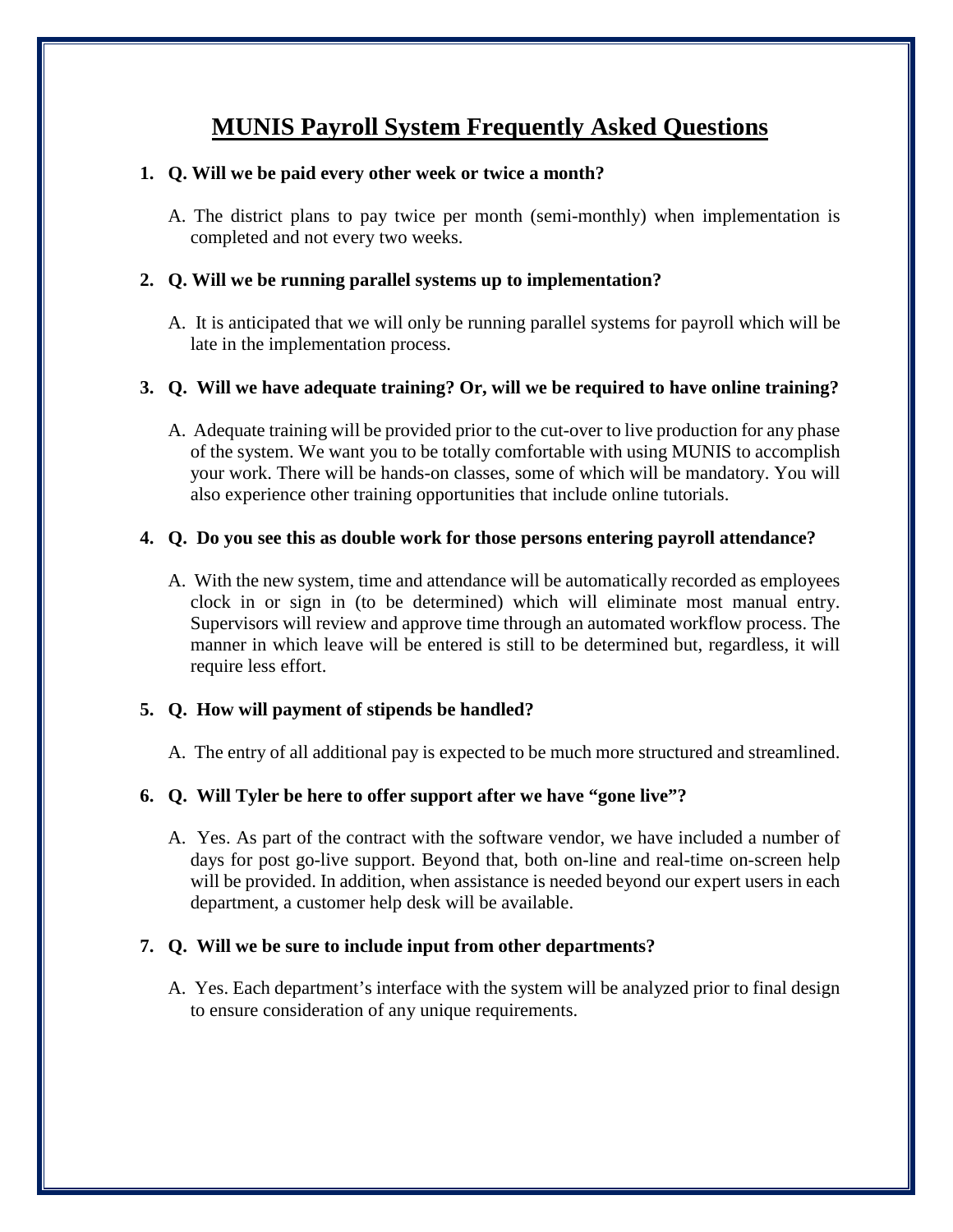# MUNIS Payroll System Frequently Asked Questions

1. **Q. Will we be paid every other week or twice a month?**

   A. The district plans to pay twice per month (semi-monthly) when implementation is completed and not every two weeks.

2. **Q. Will we be running parallel systems up to implementation?**

   A. It is anticipated that we will only be running parallel systems for payroll which will be late in the implementation process.

3. **Q. Will we have adequate training? Or, will we be required to have online training?**

   A. Adequate training will be provided prior to the cut-over to live production for any phase of the system. We want you to be totally comfortable with using MUNIS to accomplish your work. There will be hands-on classes, some of which will be mandatory. You will also experience other training opportunities that include online tutorials.

4. **Q. Do you see this as double work for those persons entering payroll attendance?**

   A. With the new system, time and attendance will be automatically recorded as employees clock in or sign in (to be determined) which will eliminate most manual entry. Supervisors will review and approve time through an automated workflow process. The manner in which leave will be entered is still to be determined but, regardless, it will require less effort.

5. **Q. How will payment of stipends be handled?**

   A. The entry of all additional pay is expected to be much more structured and streamlined.

6. **Q. Will Tyler be here to offer support after we have "gone live"?**

   A. Yes. As part of the contract with the software vendor, we have included a number of days for post go-live support. Beyond that, both on-line and real-time on-screen help will be provided. In addition, when assistance is needed beyond our expert users in each department, a customer help desk will be available.

7. **Q. Will we be sure to include input from other departments?**

   A. Yes. Each department's interface with the system will be analyzed prior to final design to ensure consideration of any unique requirements.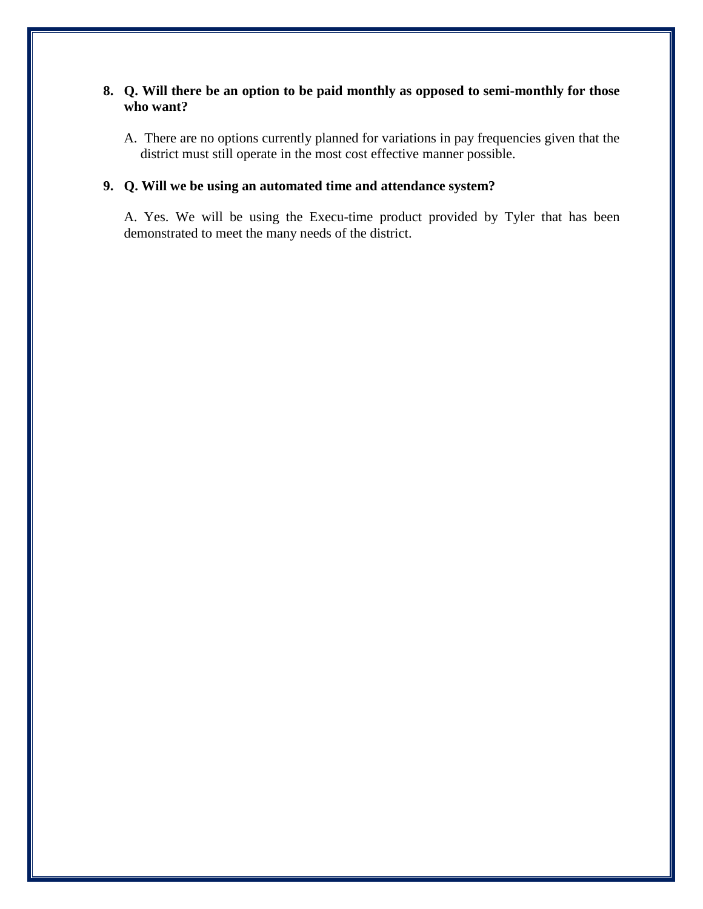8. **Q. Will there be an option to be paid monthly as opposed to semi-monthly for those who want?**

   A. There are no options currently planned for variations in pay frequencies given that the district must still operate in the most cost effective manner possible.

9. **Q. Will we be using an automated time and attendance system?**

   A. Yes. We will be using the Execu-time product provided by Tyler that has been demonstrated to meet the many needs of the district.